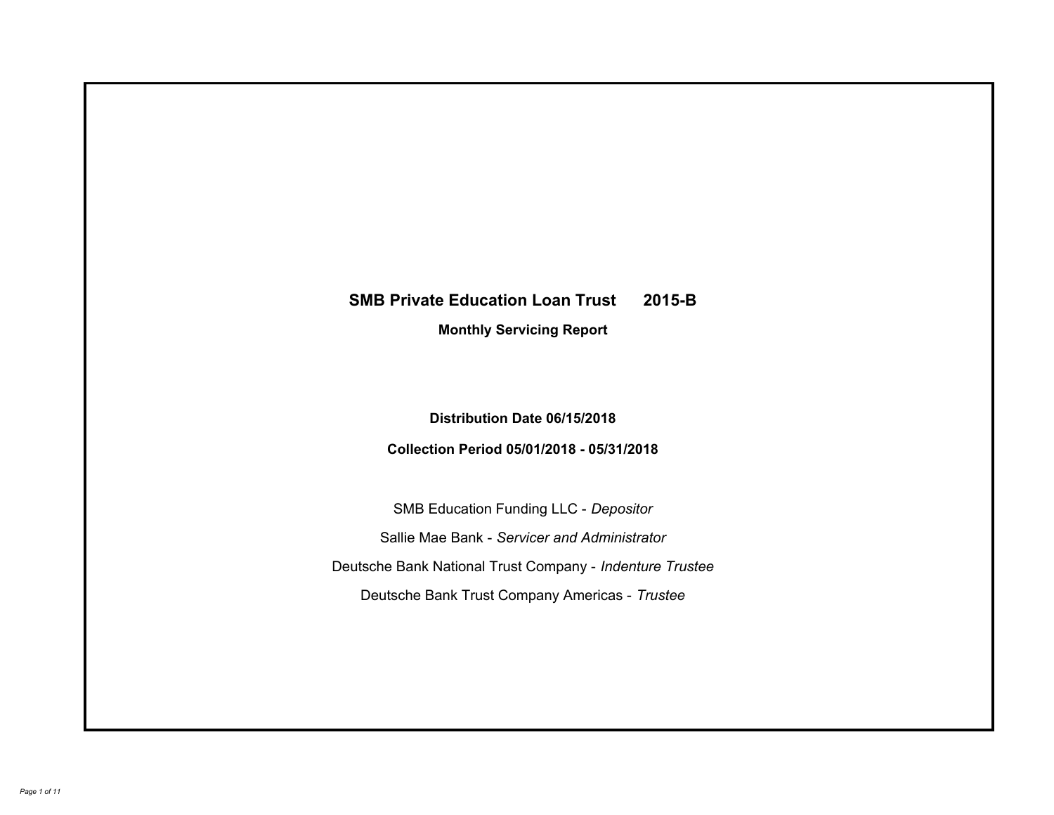# SMB Private Education Loan Trust 2015-B

## Monthly Servicing Report

**Distribution Date 06/15/2018**

**Collection Period 05/01/2018 - 05/31/2018**

SMB Education Funding LLC - *Depositor*

Sallie Mae Bank - *Servicer and Administrator*

Deutsche Bank National Trust Company - *Indenture Trustee*

Deutsche Bank Trust Company Americas - *Trustee*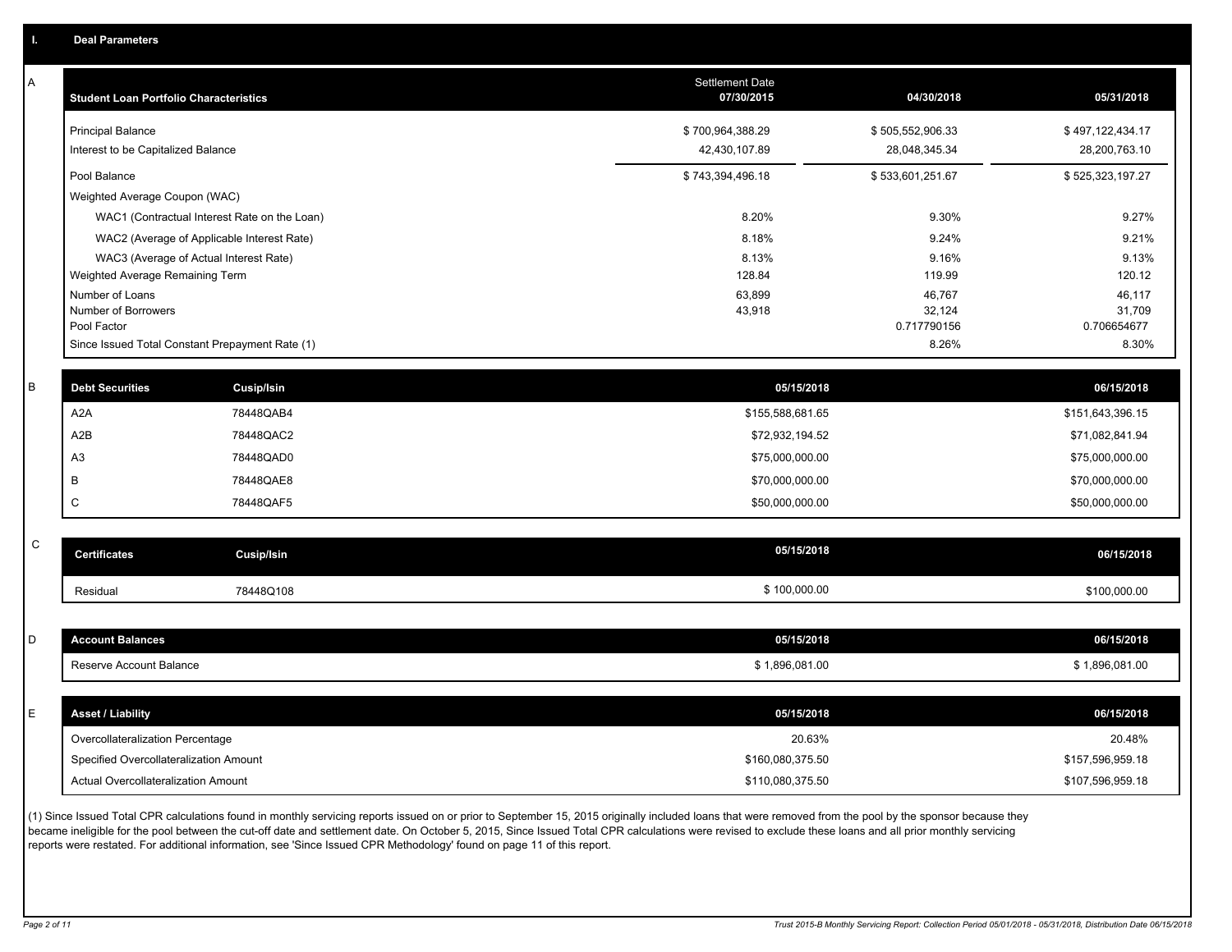## I. Deal Parameters

### A

| Student Loan Portfolio Characteristics | Settlement Date 07/30/2015 | 04/30/2018 | 05/31/2018 |
|---|---|---|---|
| Principal Balance | $ 700,964,388.29 | $ 505,552,906.33 | $ 497,122,434.17 |
| Interest to be Capitalized Balance | 42,430,107.89 | 28,048,345.34 | 28,200,763.10 |
| Pool Balance | $ 743,394,496.18 | $ 533,601,251.67 | $ 525,323,197.27 |
| Weighted Average Coupon (WAC) | | | |
| WAC1 (Contractual Interest Rate on the Loan) | 8.20% | 9.30% | 9.27% |
| WAC2 (Average of Applicable Interest Rate) | 8.18% | 9.24% | 9.21% |
| WAC3 (Average of Actual Interest Rate) | 8.13% | 9.16% | 9.13% |
| Weighted Average Remaining Term | 128.84 | 119.99 | 120.12 |
| Number of Loans | 63,899 | 46,767 | 46,117 |
| Number of Borrowers | 43,918 | 32,124 | 31,709 |
| Pool Factor | | 0.717790156 | 0.706654677 |
| Since Issued Total Constant Prepayment Rate (1) | | 8.26% | 8.30% |

### B

| Debt Securities | Cusip/Isin | 05/15/2018 | 06/15/2018 |
|---|---|---|---|
| A2A | 78448QAB4 | $155,588,681.65 | $151,643,396.15 |
| A2B | 78448QAC2 | $72,932,194.52 | $71,082,841.94 |
| A3 | 78448QAD0 | $75,000,000.00 | $75,000,000.00 |
| B | 78448QAE8 | $70,000,000.00 | $70,000,000.00 |
| C | 78448QAF5 | $50,000,000.00 | $50,000,000.00 |

### C

| Certificates | Cusip/Isin | 05/15/2018 | 06/15/2018 |
|---|---|---|---|
| Residual | 78448Q108 | $ 100,000.00 | $100,000.00 |

### D

| Account Balances | 05/15/2018 | 06/15/2018 |
|---|---|---|
| Reserve Account Balance | $ 1,896,081.00 | $ 1,896,081.00 |

### E

| Asset / Liability | 05/15/2018 | 06/15/2018 |
|---|---|---|
| Overcollateralization Percentage | 20.63% | 20.48% |
| Specified Overcollateralization Amount | $160,080,375.50 | $157,596,959.18 |
| Actual Overcollateralization Amount | $110,080,375.50 | $107,596,959.18 |

(1) Since Issued Total CPR calculations found in monthly servicing reports issued on or prior to September 15, 2015 originally included loans that were removed from the pool by the sponsor because they became ineligible for the pool between the cut-off date and settlement date. On October 5, 2015, Since Issued Total CPR calculations were revised to exclude these loans and all prior monthly servicing reports were restated. For additional information, see 'Since Issued CPR Methodology' found on page 11 of this report.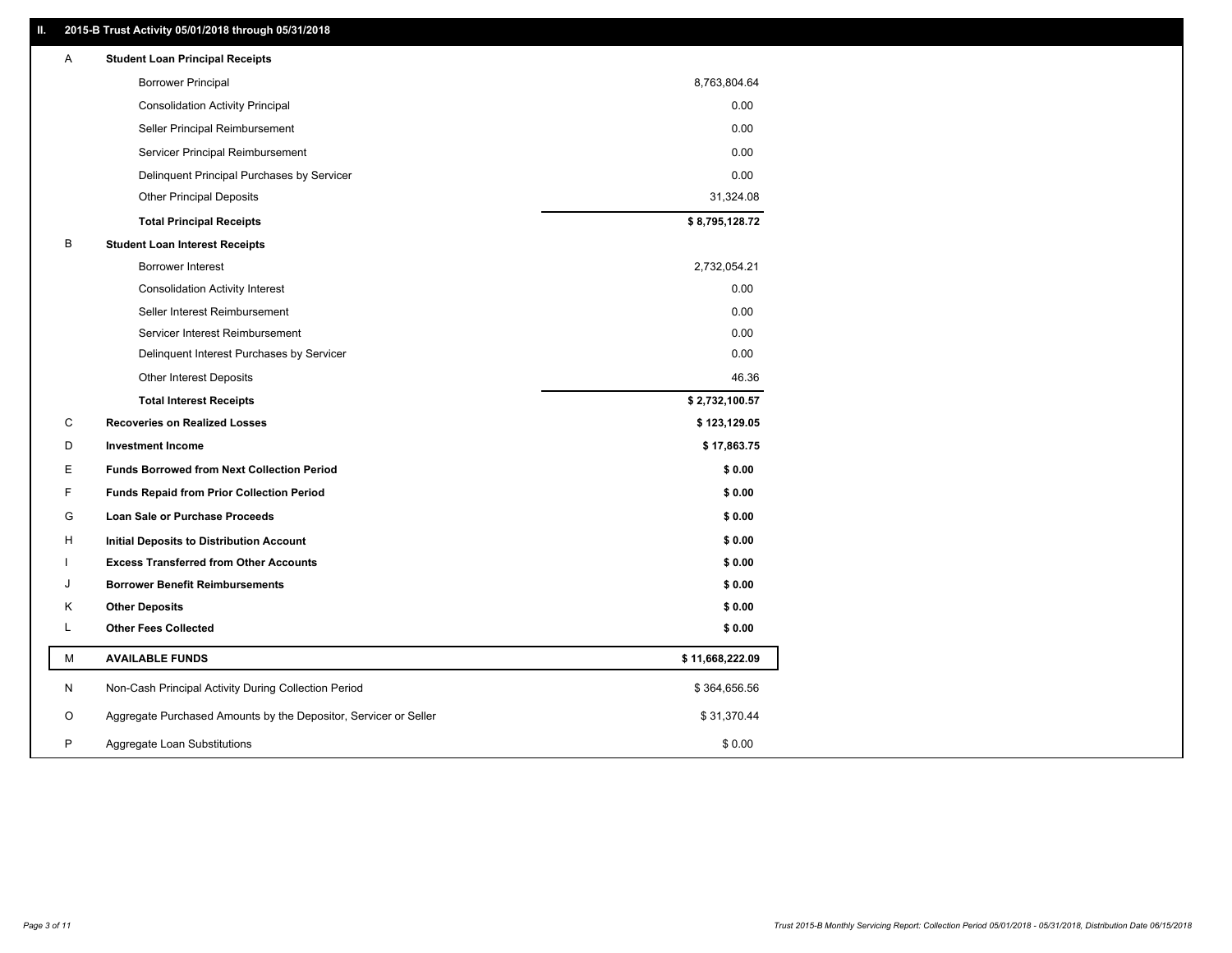## II. 2015-B Trust Activity 05/01/2018 through 05/31/2018

| | | |
|---|---|---|
| **A** | **Student Loan Principal Receipts** | |
| | Borrower Principal | 8,763,804.64 |
| | Consolidation Activity Principal | 0.00 |
| | Seller Principal Reimbursement | 0.00 |
| | Servicer Principal Reimbursement | 0.00 |
| | Delinquent Principal Purchases by Servicer | 0.00 |
| | Other Principal Deposits | 31,324.08 |
| | **Total Principal Receipts** | **$ 8,795,128.72** |
| **B** | **Student Loan Interest Receipts** | |
| | Borrower Interest | 2,732,054.21 |
| | Consolidation Activity Interest | 0.00 |
| | Seller Interest Reimbursement | 0.00 |
| | Servicer Interest Reimbursement | 0.00 |
| | Delinquent Interest Purchases by Servicer | 0.00 |
| | Other Interest Deposits | 46.36 |
| | **Total Interest Receipts** | **$ 2,732,100.57** |
| **C** | **Recoveries on Realized Losses** | **$ 123,129.05** |
| **D** | **Investment Income** | **$ 17,863.75** |
| **E** | **Funds Borrowed from Next Collection Period** | **$ 0.00** |
| **F** | **Funds Repaid from Prior Collection Period** | **$ 0.00** |
| **G** | **Loan Sale or Purchase Proceeds** | **$ 0.00** |
| **H** | **Initial Deposits to Distribution Account** | **$ 0.00** |
| **I** | **Excess Transferred from Other Accounts** | **$ 0.00** |
| **J** | **Borrower Benefit Reimbursements** | **$ 0.00** |
| **K** | **Other Deposits** | **$ 0.00** |
| **L** | **Other Fees Collected** | **$ 0.00** |
| **M** | **AVAILABLE FUNDS** | **$ 11,668,222.09** |
| N | Non-Cash Principal Activity During Collection Period | $ 364,656.56 |
| O | Aggregate Purchased Amounts by the Depositor, Servicer or Seller | $ 31,370.44 |
| P | Aggregate Loan Substitutions | $ 0.00 |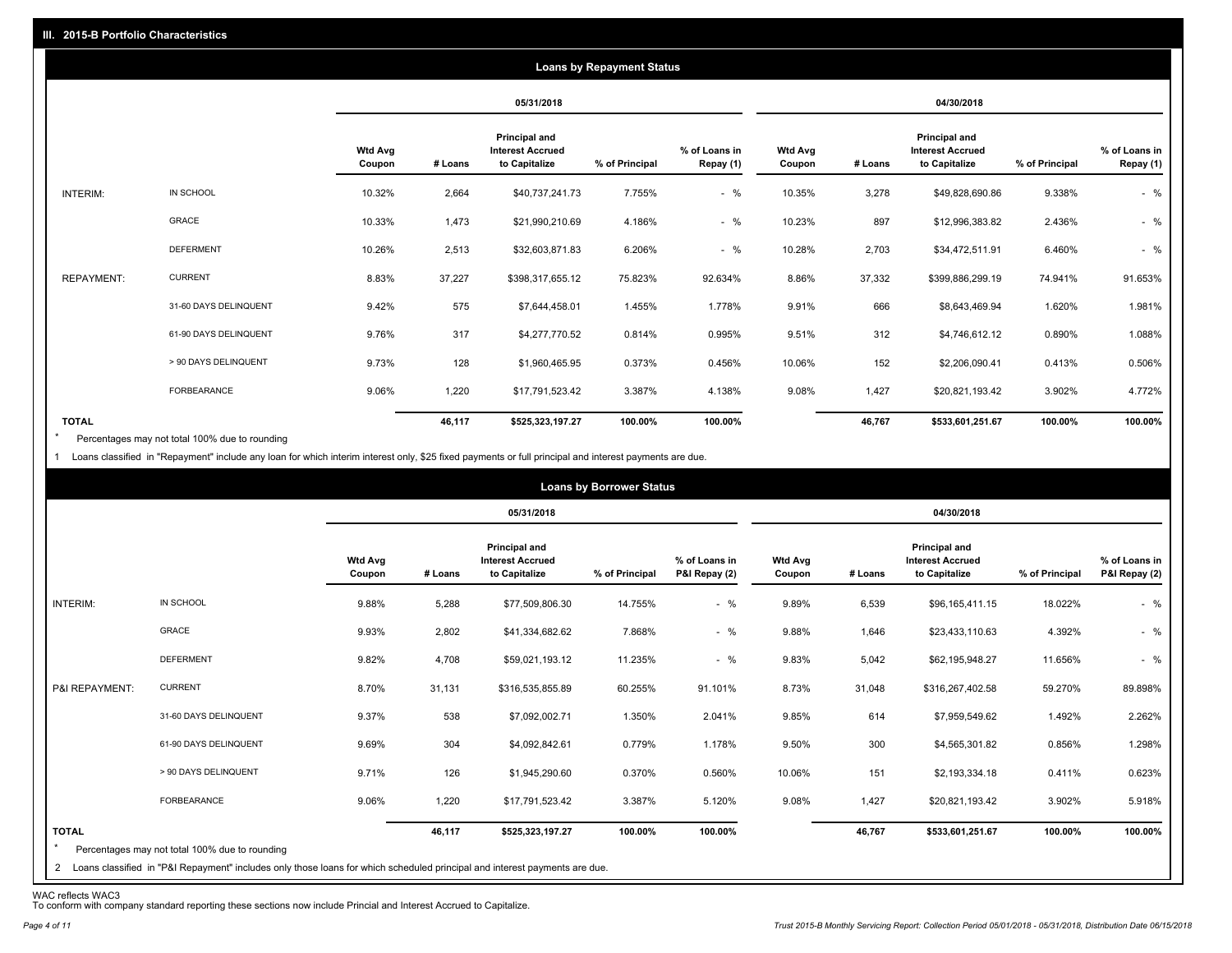## III. 2015-B Portfolio Characteristics

### Loans by Repayment Status

| | | 05/31/2018 | | | | | 04/30/2018 | | | | |
|---|---|---|---|---|---|---|---|---|---|---|---|
| | | Wtd Avg Coupon | # Loans | Principal and Interest Accrued to Capitalize | % of Principal | % of Loans in Repay (1) | Wtd Avg Coupon | # Loans | Principal and Interest Accrued to Capitalize | % of Principal | % of Loans in Repay (1) |
| INTERIM: | IN SCHOOL | 10.32% | 2,664 | $40,737,241.73 | 7.755% | - % | 10.35% | 3,278 | $49,828,690.86 | 9.338% | - % |
| | GRACE | 10.33% | 1,473 | $21,990,210.69 | 4.186% | - % | 10.23% | 897 | $12,996,383.82 | 2.436% | - % |
| | DEFERMENT | 10.26% | 2,513 | $32,603,871.83 | 6.206% | - % | 10.28% | 2,703 | $34,472,511.91 | 6.460% | - % |
| REPAYMENT: | CURRENT | 8.83% | 37,227 | $398,317,655.12 | 75.823% | 92.634% | 8.86% | 37,332 | $399,886,299.19 | 74.941% | 91.653% |
| | 31-60 DAYS DELINQUENT | 9.42% | 575 | $7,644,458.01 | 1.455% | 1.778% | 9.91% | 666 | $8,643,469.94 | 1.620% | 1.981% |
| | 61-90 DAYS DELINQUENT | 9.76% | 317 | $4,277,770.52 | 0.814% | 0.995% | 9.51% | 312 | $4,746,612.12 | 0.890% | 1.088% |
| | > 90 DAYS DELINQUENT | 9.73% | 128 | $1,960,465.95 | 0.373% | 0.456% | 10.06% | 152 | $2,206,090.41 | 0.413% | 0.506% |
| | FORBEARANCE | 9.06% | 1,220 | $17,791,523.42 | 3.387% | 4.138% | 9.08% | 1,427 | $20,821,193.42 | 3.902% | 4.772% |
| **TOTAL** | | | **46,117** | **$525,323,197.27** | **100.00%** | **100.00%** | | **46,767** | **$533,601,251.67** | **100.00%** | **100.00%** |

\* Percentages may not total 100% due to rounding

1 Loans classified in "Repayment" include any loan for which interim interest only, $25 fixed payments or full principal and interest payments are due.

### Loans by Borrower Status

| | | 05/31/2018 | | | | | 04/30/2018 | | | | |
|---|---|---|---|---|---|---|---|---|---|---|---|
| | | Wtd Avg Coupon | # Loans | Principal and Interest Accrued to Capitalize | % of Principal | % of Loans in P&I Repay (2) | Wtd Avg Coupon | # Loans | Principal and Interest Accrued to Capitalize | % of Principal | % of Loans in P&I Repay (2) |
| INTERIM: | IN SCHOOL | 9.88% | 5,288 | $77,509,806.30 | 14.755% | - % | 9.89% | 6,539 | $96,165,411.15 | 18.022% | - % |
| | GRACE | 9.93% | 2,802 | $41,334,682.62 | 7.868% | - % | 9.88% | 1,646 | $23,433,110.63 | 4.392% | - % |
| | DEFERMENT | 9.82% | 4,708 | $59,021,193.12 | 11.235% | - % | 9.83% | 5,042 | $62,195,948.27 | 11.656% | - % |
| P&I REPAYMENT: | CURRENT | 8.70% | 31,131 | $316,535,855.89 | 60.255% | 91.101% | 8.73% | 31,048 | $316,267,402.58 | 59.270% | 89.898% |
| | 31-60 DAYS DELINQUENT | 9.37% | 538 | $7,092,002.71 | 1.350% | 2.041% | 9.85% | 614 | $7,959,549.62 | 1.492% | 2.262% |
| | 61-90 DAYS DELINQUENT | 9.69% | 304 | $4,092,842.61 | 0.779% | 1.178% | 9.50% | 300 | $4,565,301.82 | 0.856% | 1.298% |
| | > 90 DAYS DELINQUENT | 9.71% | 126 | $1,945,290.60 | 0.370% | 0.560% | 10.06% | 151 | $2,193,334.18 | 0.411% | 0.623% |
| | FORBEARANCE | 9.06% | 1,220 | $17,791,523.42 | 3.387% | 5.120% | 9.08% | 1,427 | $20,821,193.42 | 3.902% | 5.918% |
| **TOTAL** | | | **46,117** | **$525,323,197.27** | **100.00%** | **100.00%** | | **46,767** | **$533,601,251.67** | **100.00%** | **100.00%** |

\* Percentages may not total 100% due to rounding

2 Loans classified in "P&I Repayment" includes only those loans for which scheduled principal and interest payments are due.

WAC reflects WAC3

To conform with company standard reporting these sections now include Princial and Interest Accrued to Capitalize.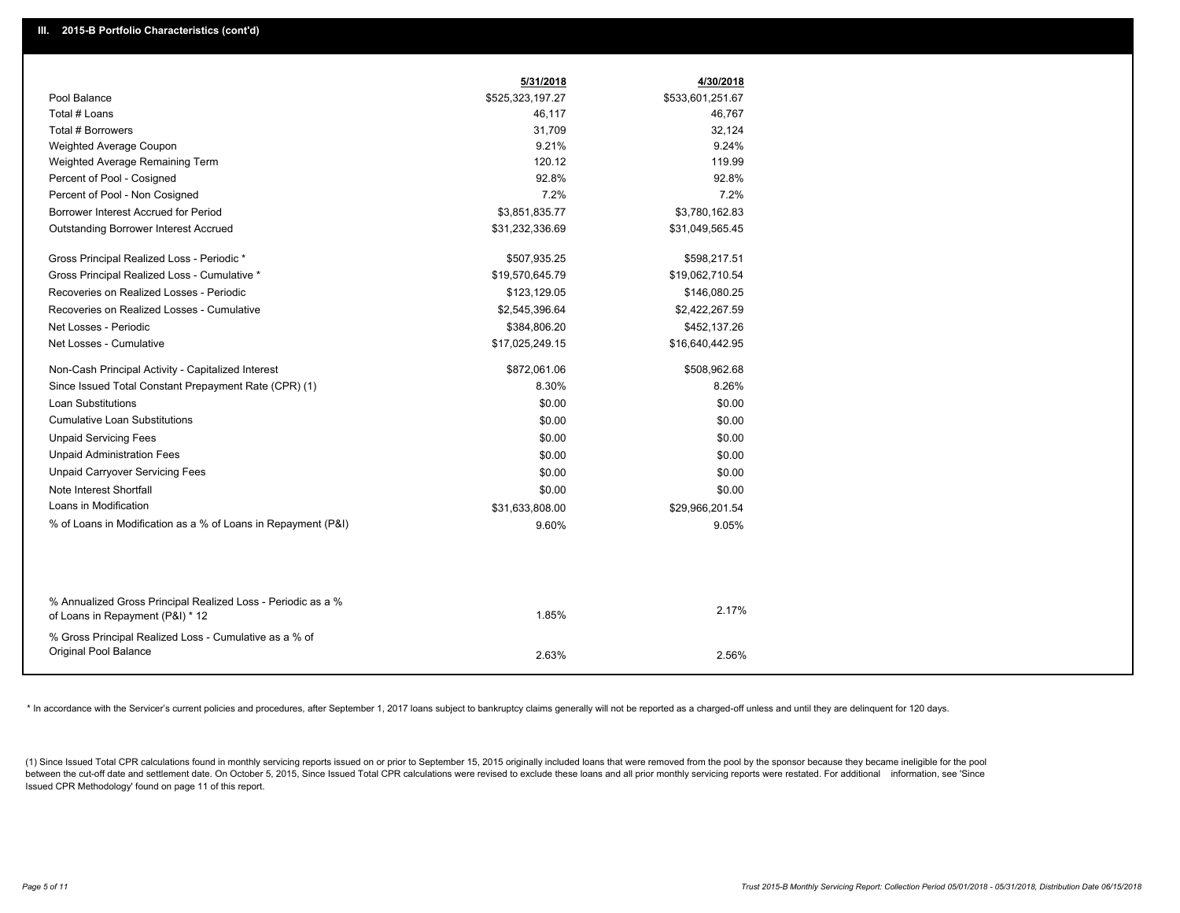## III. 2015-B Portfolio Characteristics (cont'd)

| | 5/31/2018 | 4/30/2018 |
|---|---|---|
| Pool Balance | $525,323,197.27 | $533,601,251.67 |
| Total # Loans | 46,117 | 46,767 |
| Total # Borrowers | 31,709 | 32,124 |
| Weighted Average Coupon | 9.21% | 9.24% |
| Weighted Average Remaining Term | 120.12 | 119.99 |
| Percent of Pool - Cosigned | 92.8% | 92.8% |
| Percent of Pool - Non Cosigned | 7.2% | 7.2% |
| Borrower Interest Accrued for Period | $3,851,835.77 | $3,780,162.83 |
| Outstanding Borrower Interest Accrued | $31,232,336.69 | $31,049,565.45 |
| Gross Principal Realized Loss - Periodic * | $507,935.25 | $598,217.51 |
| Gross Principal Realized Loss - Cumulative * | $19,570,645.79 | $19,062,710.54 |
| Recoveries on Realized Losses - Periodic | $123,129.05 | $146,080.25 |
| Recoveries on Realized Losses - Cumulative | $2,545,396.64 | $2,422,267.59 |
| Net Losses - Periodic | $384,806.20 | $452,137.26 |
| Net Losses - Cumulative | $17,025,249.15 | $16,640,442.95 |
| Non-Cash Principal Activity - Capitalized Interest | $872,061.06 | $508,962.68 |
| Since Issued Total Constant Prepayment Rate (CPR) (1) | 8.30% | 8.26% |
| Loan Substitutions | $0.00 | $0.00 |
| Cumulative Loan Substitutions | $0.00 | $0.00 |
| Unpaid Servicing Fees | $0.00 | $0.00 |
| Unpaid Administration Fees | $0.00 | $0.00 |
| Unpaid Carryover Servicing Fees | $0.00 | $0.00 |
| Note Interest Shortfall | $0.00 | $0.00 |
| Loans in Modification | $31,633,808.00 | $29,966,201.54 |
| % of Loans in Modification as a % of Loans in Repayment (P&I) | 9.60% | 9.05% |
| % Annualized Gross Principal Realized Loss - Periodic as a % of Loans in Repayment (P&I) * 12 | 1.85% | 2.17% |
| % Gross Principal Realized Loss - Cumulative as a % of Original Pool Balance | 2.63% | 2.56% |

* In accordance with the Servicer's current policies and procedures, after September 1, 2017 loans subject to bankruptcy claims generally will not be reported as a charged-off unless and until they are delinquent for 120 days.

(1) Since Issued Total CPR calculations found in monthly servicing reports issued on or prior to September 15, 2015 originally included loans that were removed from the pool by the sponsor because they became ineligible for the pool between the cut-off date and settlement date. On October 5, 2015, Since Issued Total CPR calculations were revised to exclude these loans and all prior monthly servicing reports were restated. For additional information, see 'Since Issued CPR Methodology' found on page 11 of this report.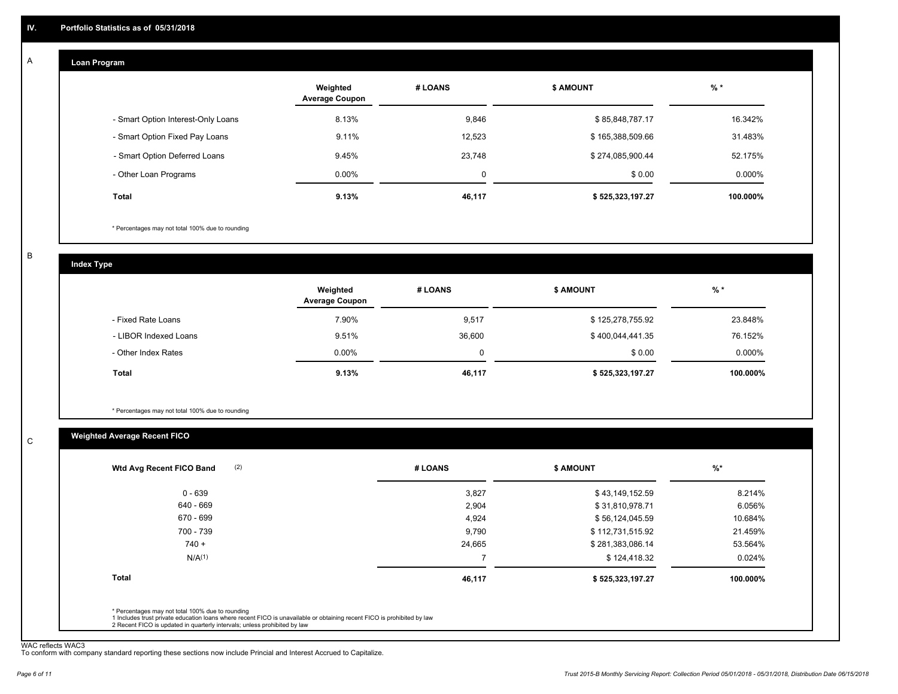## IV. Portfolio Statistics as of 05/31/2018

### A. Loan Program

| | Weighted Average Coupon | # LOANS | $ AMOUNT | % * |
|---|---|---|---|---|
| - Smart Option Interest-Only Loans | 8.13% | 9,846 | $ 85,848,787.17 | 16.342% |
| - Smart Option Fixed Pay Loans | 9.11% | 12,523 | $ 165,388,509.66 | 31.483% |
| - Smart Option Deferred Loans | 9.45% | 23,748 | $ 274,085,900.44 | 52.175% |
| - Other Loan Programs | 0.00% | 0 | $ 0.00 | 0.000% |
| **Total** | **9.13%** | **46,117** | **$ 525,323,197.27** | **100.000%** |

* Percentages may not total 100% due to rounding

### B. Index Type

| | Weighted Average Coupon | # LOANS | $ AMOUNT | % * |
|---|---|---|---|---|
| - Fixed Rate Loans | 7.90% | 9,517 | $ 125,278,755.92 | 23.848% |
| - LIBOR Indexed Loans | 9.51% | 36,600 | $ 400,044,441.35 | 76.152% |
| - Other Index Rates | 0.00% | 0 | $ 0.00 | 0.000% |
| **Total** | **9.13%** | **46,117** | **$ 525,323,197.27** | **100.000%** |

* Percentages may not total 100% due to rounding

### C. Weighted Average Recent FICO

| Wtd Avg Recent FICO Band (2) | # LOANS | $ AMOUNT | %* |
|---|---|---|---|
| 0 - 639 | 3,827 | $ 43,149,152.59 | 8.214% |
| 640 - 669 | 2,904 | $ 31,810,978.71 | 6.056% |
| 670 - 699 | 4,924 | $ 56,124,045.59 | 10.684% |
| 700 - 739 | 9,790 | $ 112,731,515.92 | 21.459% |
| 740 + | 24,665 | $ 281,383,086.14 | 53.564% |
| N/A(1) | 7 | $ 124,418.32 | 0.024% |
| **Total** | **46,117** | **$ 525,323,197.27** | **100.000%** |

* Percentages may not total 100% due to rounding
1 Includes trust private education loans where recent FICO is unavailable or obtaining recent FICO is prohibited by law
2 Recent FICO is updated in quarterly intervals; unless prohibited by law

WAC reflects WAC3
To conform with company standard reporting these sections now include Princial and Interest Accrued to Capitalize.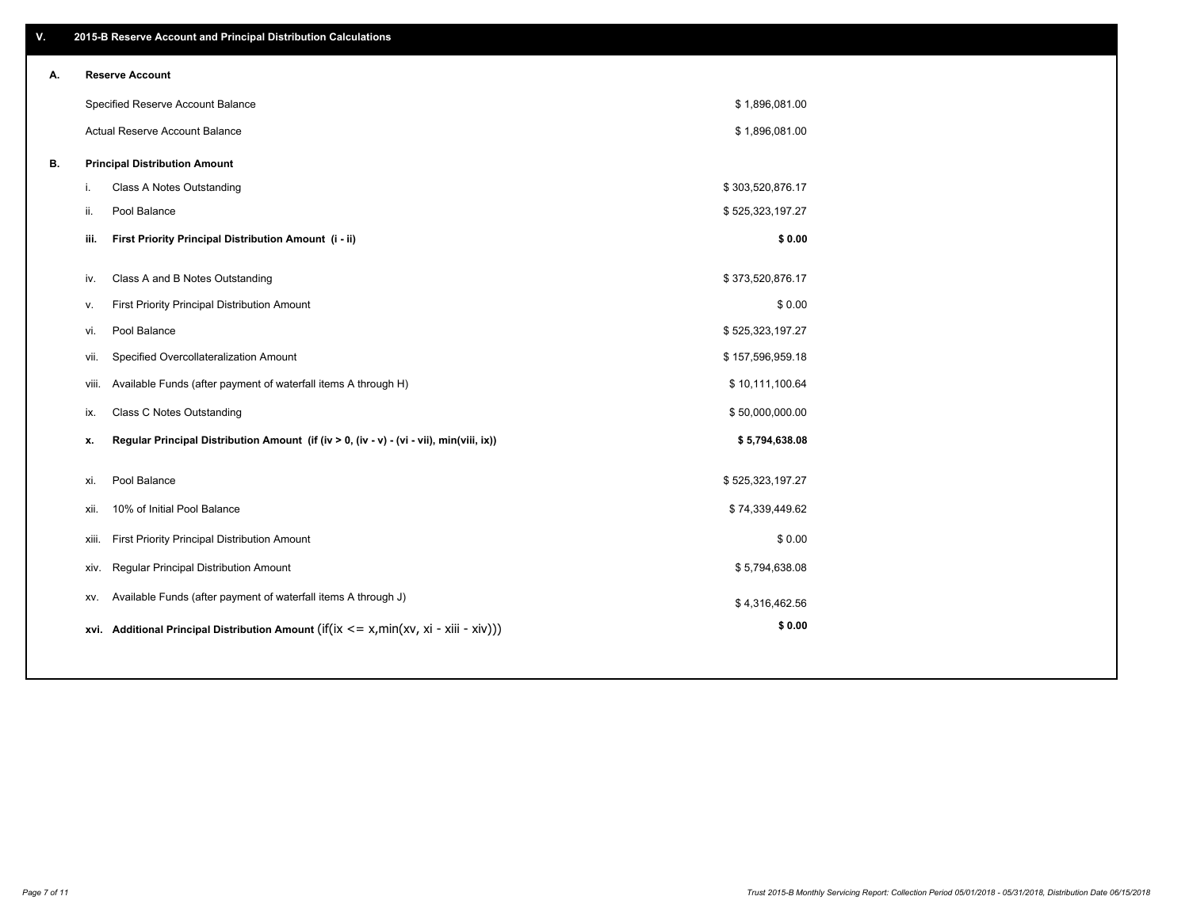## V. 2015-B Reserve Account and Principal Distribution Calculations

| | | | |
|---|---|---|---|
| **A.** | **Reserve Account** | | |
| | Specified Reserve Account Balance | | $ 1,896,081.00 |
| | Actual Reserve Account Balance | | $ 1,896,081.00 |
| **B.** | **Principal Distribution Amount** | | |
| | i. | Class A Notes Outstanding | $ 303,520,876.17 |
| | ii. | Pool Balance | $ 525,323,197.27 |
| | **iii.** | **First Priority Principal Distribution Amount (i - ii)** | **$ 0.00** |
| | iv. | Class A and B Notes Outstanding | $ 373,520,876.17 |
| | v. | First Priority Principal Distribution Amount | $ 0.00 |
| | vi. | Pool Balance | $ 525,323,197.27 |
| | vii. | Specified Overcollateralization Amount | $ 157,596,959.18 |
| | viii. | Available Funds (after payment of waterfall items A through H) | $ 10,111,100.64 |
| | ix. | Class C Notes Outstanding | $ 50,000,000.00 |
| | **x.** | **Regular Principal Distribution Amount (if (iv > 0, (iv - v) - (vi - vii), min(viii, ix))** | **$ 5,794,638.08** |
| | xi. | Pool Balance | $ 525,323,197.27 |
| | xii. | 10% of Initial Pool Balance | $ 74,339,449.62 |
| | xiii. | First Priority Principal Distribution Amount | $ 0.00 |
| | xiv. | Regular Principal Distribution Amount | $ 5,794,638.08 |
| | xv. | Available Funds (after payment of waterfall items A through J) | $ 4,316,462.56 |
| | **xvi.** | **Additional Principal Distribution Amount** (if(ix <= x,min(xv, xi - xiii - xiv))) | **$ 0.00** |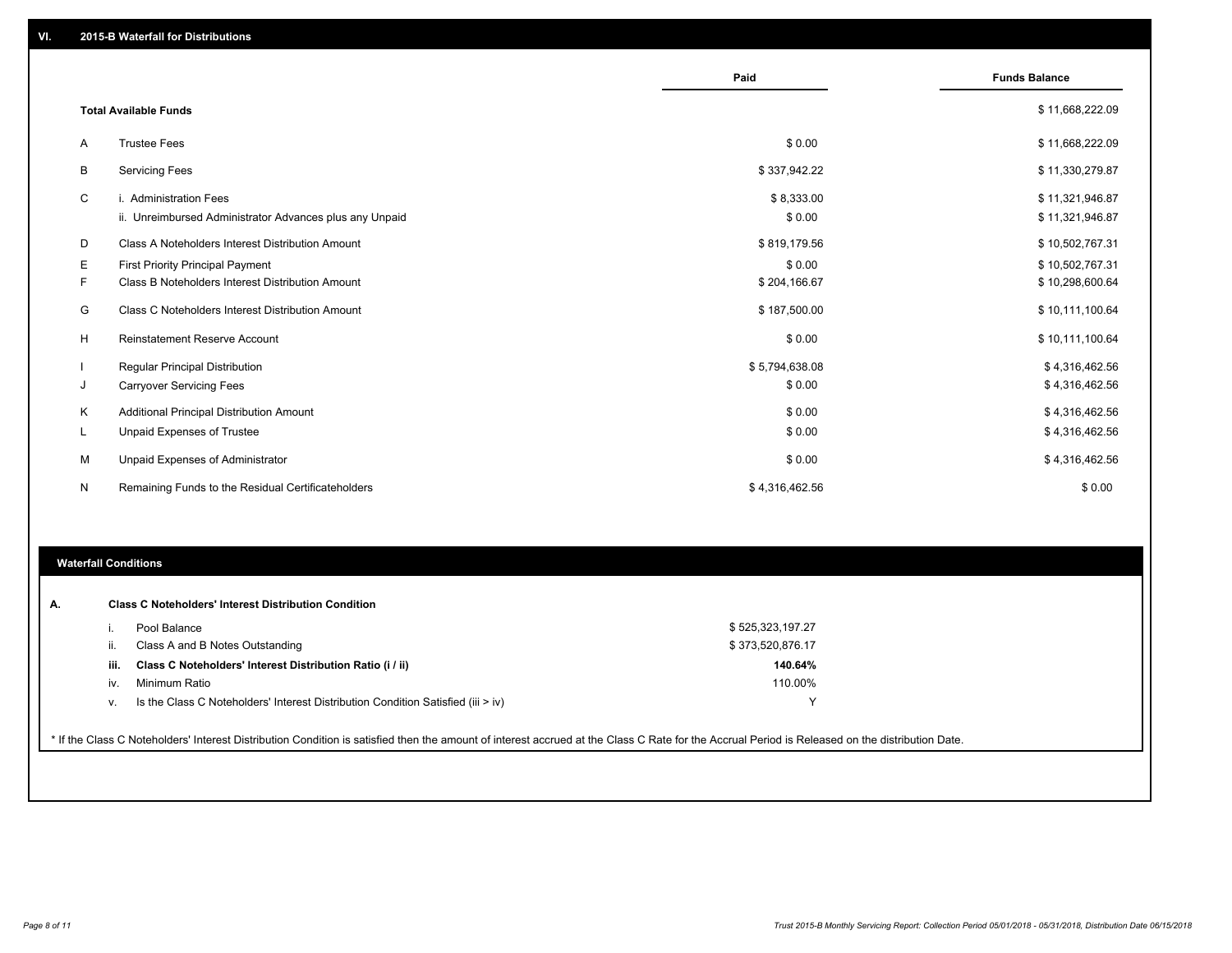## VI. 2015-B Waterfall for Distributions

| | | Paid | Funds Balance |
|---|---|---|---|
| | **Total Available Funds** | | $ 11,668,222.09 |
| A | Trustee Fees | $ 0.00 | $ 11,668,222.09 |
| B | Servicing Fees | $ 337,942.22 | $ 11,330,279.87 |
| C | i. Administration Fees | $ 8,333.00 | $ 11,321,946.87 |
| | ii. Unreimbursed Administrator Advances plus any Unpaid | $ 0.00 | $ 11,321,946.87 |
| D | Class A Noteholders Interest Distribution Amount | $ 819,179.56 | $ 10,502,767.31 |
| E | First Priority Principal Payment | $ 0.00 | $ 10,502,767.31 |
| F | Class B Noteholders Interest Distribution Amount | $ 204,166.67 | $ 10,298,600.64 |
| G | Class C Noteholders Interest Distribution Amount | $ 187,500.00 | $ 10,111,100.64 |
| H | Reinstatement Reserve Account | $ 0.00 | $ 10,111,100.64 |
| I | Regular Principal Distribution | $ 5,794,638.08 | $ 4,316,462.56 |
| J | Carryover Servicing Fees | $ 0.00 | $ 4,316,462.56 |
| K | Additional Principal Distribution Amount | $ 0.00 | $ 4,316,462.56 |
| L | Unpaid Expenses of Trustee | $ 0.00 | $ 4,316,462.56 |
| M | Unpaid Expenses of Administrator | $ 0.00 | $ 4,316,462.56 |
| N | Remaining Funds to the Residual Certificateholders | $ 4,316,462.56 | $ 0.00 |

## Waterfall Conditions

**A. Class C Noteholders' Interest Distribution Condition**

| | | |
|---|---|---|
| i. | Pool Balance | $ 525,323,197.27 |
| ii. | Class A and B Notes Outstanding | $ 373,520,876.17 |
| **iii.** | **Class C Noteholders' Interest Distribution Ratio (i / ii)** | **140.64%** |
| iv. | Minimum Ratio | 110.00% |
| v. | Is the Class C Noteholders' Interest Distribution Condition Satisfied (iii > iv) | Y |

* If the Class C Noteholders' Interest Distribution Condition is satisfied then the amount of interest accrued at the Class C Rate for the Accrual Period is Released on the distribution Date.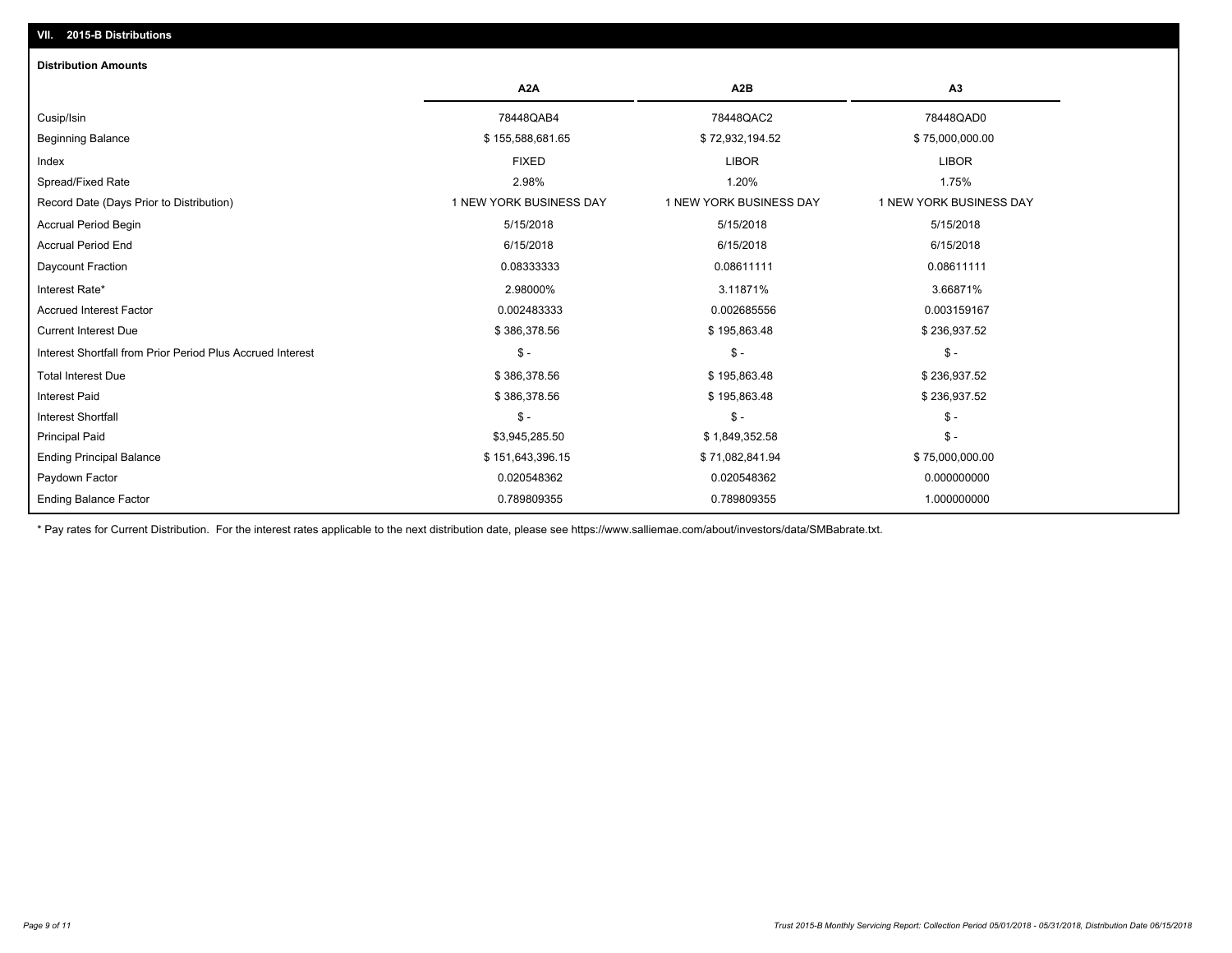## VII. 2015-B Distributions

### Distribution Amounts

| | A2A | A2B | A3 |
|---|---|---|---|
| Cusip/Isin | 78448QAB4 | 78448QAC2 | 78448QAD0 |
| Beginning Balance | $ 155,588,681.65 | $ 72,932,194.52 | $ 75,000,000.00 |
| Index | FIXED | LIBOR | LIBOR |
| Spread/Fixed Rate | 2.98% | 1.20% | 1.75% |
| Record Date (Days Prior to Distribution) | 1 NEW YORK BUSINESS DAY | 1 NEW YORK BUSINESS DAY | 1 NEW YORK BUSINESS DAY |
| Accrual Period Begin | 5/15/2018 | 5/15/2018 | 5/15/2018 |
| Accrual Period End | 6/15/2018 | 6/15/2018 | 6/15/2018 |
| Daycount Fraction | 0.08333333 | 0.08611111 | 0.08611111 |
| Interest Rate* | 2.98000% | 3.11871% | 3.66871% |
| Accrued Interest Factor | 0.002483333 | 0.002685556 | 0.003159167 |
| Current Interest Due | $ 386,378.56 | $ 195,863.48 | $ 236,937.52 |
| Interest Shortfall from Prior Period Plus Accrued Interest | $ - | $ - | $ - |
| Total Interest Due | $ 386,378.56 | $ 195,863.48 | $ 236,937.52 |
| Interest Paid | $ 386,378.56 | $ 195,863.48 | $ 236,937.52 |
| Interest Shortfall | $ - | $ - | $ - |
| Principal Paid | $3,945,285.50 | $ 1,849,352.58 | $ - |
| Ending Principal Balance | $ 151,643,396.15 | $ 71,082,841.94 | $ 75,000,000.00 |
| Paydown Factor | 0.020548362 | 0.020548362 | 0.000000000 |
| Ending Balance Factor | 0.789809355 | 0.789809355 | 1.000000000 |

* Pay rates for Current Distribution. For the interest rates applicable to the next distribution date, please see https://www.salliemae.com/about/investors/data/SMBabrate.txt.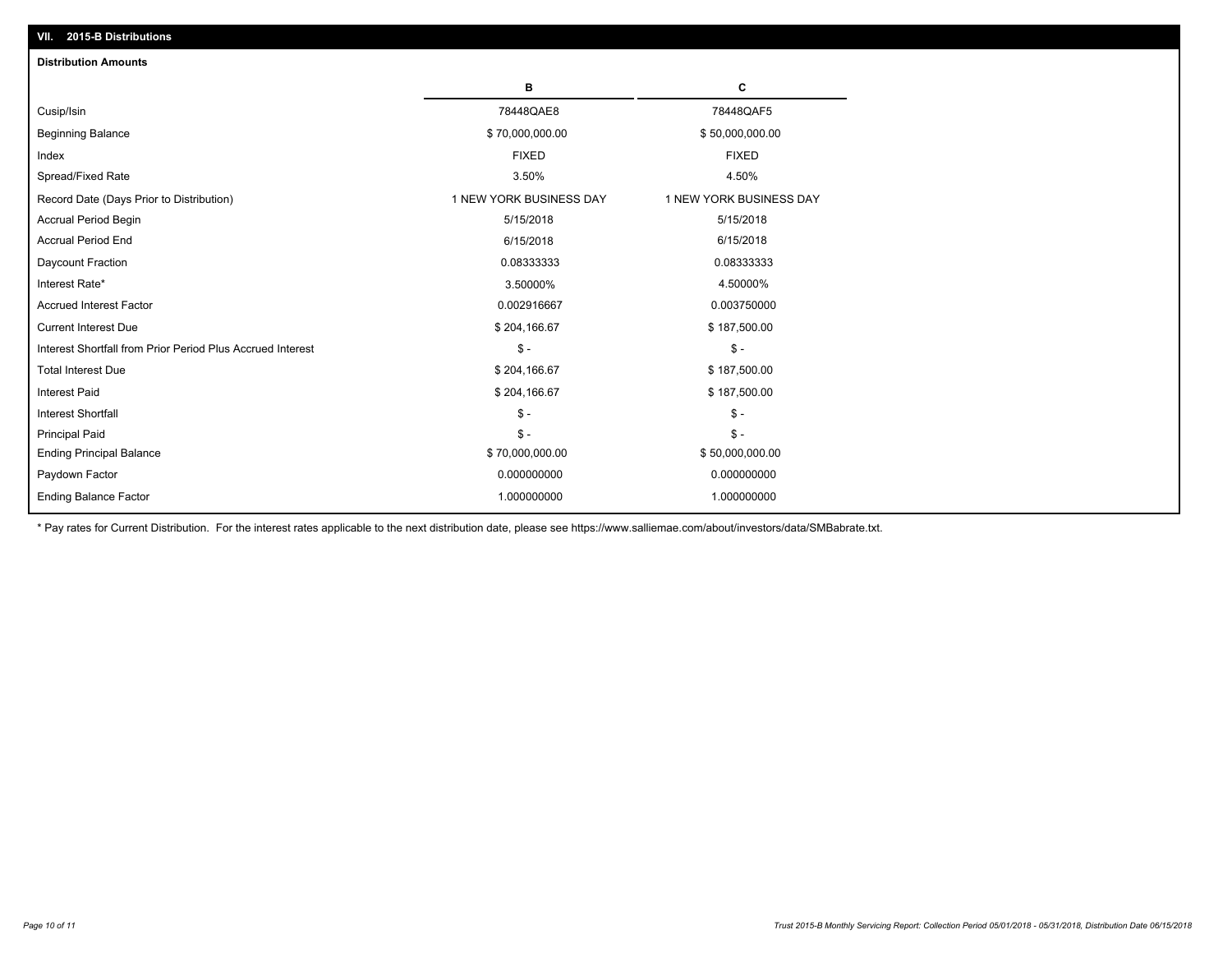## VII. 2015-B Distributions

### Distribution Amounts

| | B | C |
|---|---|---|
| Cusip/Isin | 78448QAE8 | 78448QAF5 |
| Beginning Balance | $ 70,000,000.00 | $ 50,000,000.00 |
| Index | FIXED | FIXED |
| Spread/Fixed Rate | 3.50% | 4.50% |
| Record Date (Days Prior to Distribution) | 1 NEW YORK BUSINESS DAY | 1 NEW YORK BUSINESS DAY |
| Accrual Period Begin | 5/15/2018 | 5/15/2018 |
| Accrual Period End | 6/15/2018 | 6/15/2018 |
| Daycount Fraction | 0.08333333 | 0.08333333 |
| Interest Rate* | 3.50000% | 4.50000% |
| Accrued Interest Factor | 0.002916667 | 0.003750000 |
| Current Interest Due | $ 204,166.67 | $ 187,500.00 |
| Interest Shortfall from Prior Period Plus Accrued Interest | $ - | $ - |
| Total Interest Due | $ 204,166.67 | $ 187,500.00 |
| Interest Paid | $ 204,166.67 | $ 187,500.00 |
| Interest Shortfall | $ - | $ - |
| Principal Paid | $ - | $ - |
| Ending Principal Balance | $ 70,000,000.00 | $ 50,000,000.00 |
| Paydown Factor | 0.000000000 | 0.000000000 |
| Ending Balance Factor | 1.000000000 | 1.000000000 |

* Pay rates for Current Distribution. For the interest rates applicable to the next distribution date, please see https://www.salliemae.com/about/investors/data/SMBabrate.txt.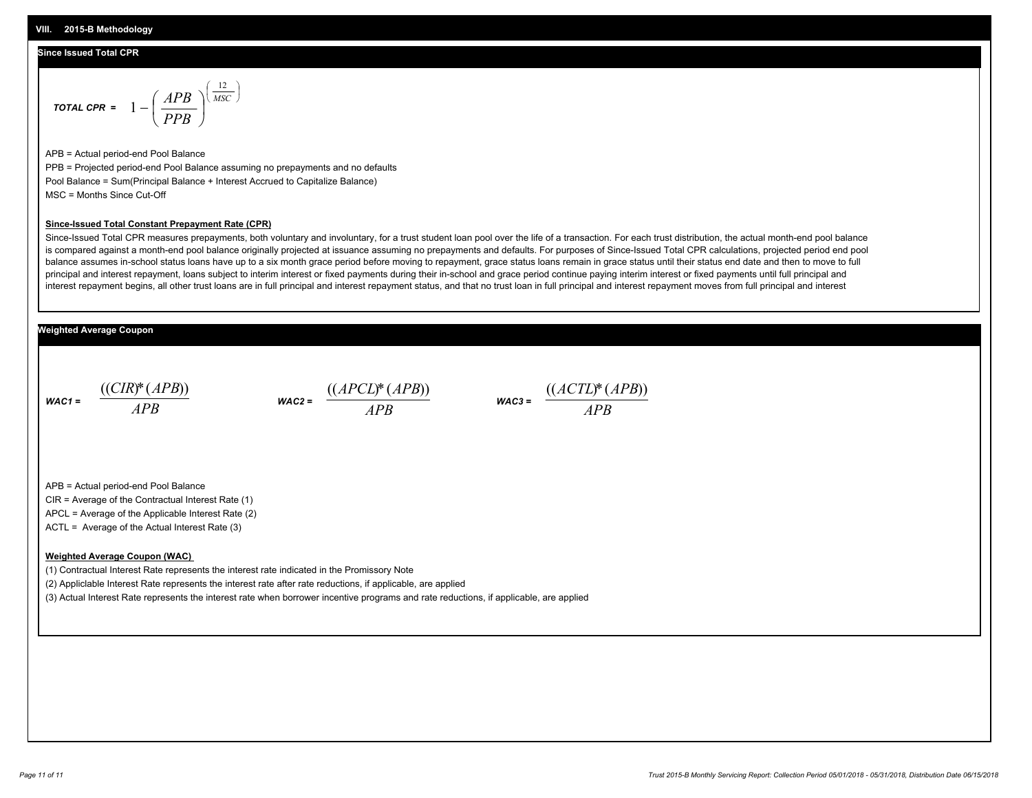## VIII. 2015-B Methodology

### Since Issued Total CPR

$$\textit{TOTAL CPR} = 1 - \left( \frac{APB}{PPB} \right)^{\left( \frac{12}{MSC} \right)}$$

APB = Actual period-end Pool Balance

PPB = Projected period-end Pool Balance assuming no prepayments and no defaults

Pool Balance = Sum(Principal Balance + Interest Accrued to Capitalize Balance)

MSC = Months Since Cut-Off

**Since-Issued Total Constant Prepayment Rate (CPR)**

Since-Issued Total CPR measures prepayments, both voluntary and involuntary, for a trust student loan pool over the life of a transaction. For each trust distribution, the actual month-end pool balance is compared against a month-end pool balance originally projected at issuance assuming no prepayments and defaults. For purposes of Since-Issued Total CPR calculations, projected period end pool balance assumes in-school status loans have up to a six month grace period before moving to repayment, grace status loans remain in grace status until their status end date and then to move to full principal and interest repayment, loans subject to interim interest or fixed payments during their in-school and grace period continue paying interim interest or fixed payments until full principal and interest repayment begins, all other trust loans are in full principal and interest repayment status, and that no trust loan in full principal and interest repayment moves from full principal and interest

### Weighted Average Coupon

$$\textit{WAC1} = \frac{((CIR)*(APB))}{APB} \qquad \textit{WAC2} = \frac{((APCL)*(APB))}{APB} \qquad \textit{WAC3} = \frac{((ACTL)*(APB))}{APB}$$

APB = Actual period-end Pool Balance

CIR = Average of the Contractual Interest Rate (1)

APCL = Average of the Applicable Interest Rate (2)

ACTL = Average of the Actual Interest Rate (3)

**Weighted Average Coupon (WAC)**

(1) Contractual Interest Rate represents the interest rate indicated in the Promissory Note

(2) Appliclable Interest Rate represents the interest rate after rate reductions, if applicable, are applied

(3) Actual Interest Rate represents the interest rate when borrower incentive programs and rate reductions, if applicable, are applied